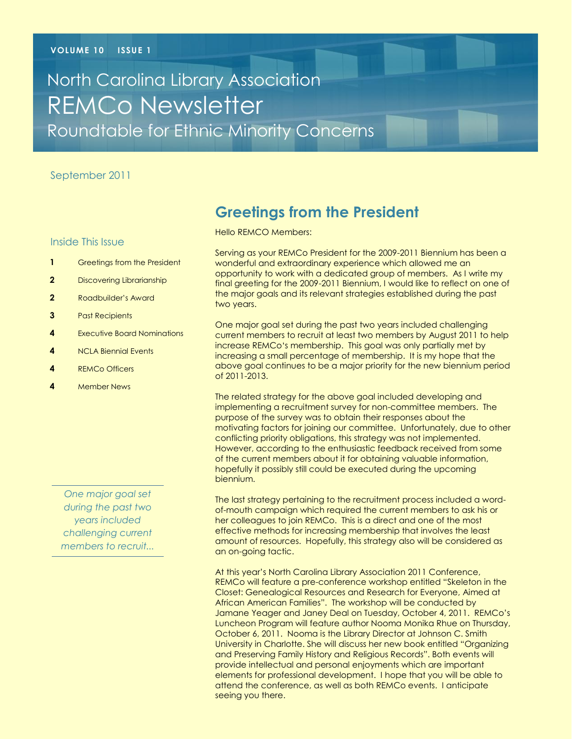VOLUME 10 ISSUE 1

# North Carolina Library Association
# REMCo Newsletter
## Roundtable for Ethnic Minority Concerns

September 2011

### Inside This Issue

| | |
|---|---|
| **1** | Greetings from the President |
| **2** | Discovering Librarianship |
| **2** | Roadbuilder's Award |
| **3** | Past Recipients |
| **4** | Executive Board Nominations |
| **4** | NCLA Biennial Events |
| **4** | REMCo Officers |
| **4** | Member News |

*One major goal set during the past two years included challenging current members to recruit...*

## Greetings from the President

Hello REMCO Members:

Serving as your REMCo President for the 2009-2011 Biennium has been a wonderful and extraordinary experience which allowed me an opportunity to work with a dedicated group of members. As I write my final greeting for the 2009-2011 Biennium, I would like to reflect on one of the major goals and its relevant strategies established during the past two years.

One major goal set during the past two years included challenging current members to recruit at least two members by August 2011 to help increase REMCo's membership. This goal was only partially met by increasing a small percentage of membership. It is my hope that the above goal continues to be a major priority for the new biennium period of 2011-2013.

The related strategy for the above goal included developing and implementing a recruitment survey for non-committee members. The purpose of the survey was to obtain their responses about the motivating factors for joining our committee. Unfortunately, due to other conflicting priority obligations, this strategy was not implemented. However, according to the enthusiastic feedback received from some of the current members about it for obtaining valuable information, hopefully it possibly still could be executed during the upcoming biennium.

The last strategy pertaining to the recruitment process included a word-of-mouth campaign which required the current members to ask his or her colleagues to join REMCo. This is a direct and one of the most effective methods for increasing membership that involves the least amount of resources. Hopefully, this strategy also will be considered as an on-going tactic.

At this year's North Carolina Library Association 2011 Conference, REMCo will feature a pre-conference workshop entitled "Skeleton in the Closet: Genealogical Resources and Research for Everyone, Aimed at African American Families". The workshop will be conducted by Jamane Yeager and Janey Deal on Tuesday, October 4, 2011. REMCo's Luncheon Program will feature author Nooma Monika Rhue on Thursday, October 6, 2011. Nooma is the Library Director at Johnson C. Smith University in Charlotte. She will discuss her new book entitled "Organizing and Preserving Family History and Religious Records". Both events will provide intellectual and personal enjoyments which are important elements for professional development. I hope that you will be able to attend the conference, as well as both REMCo events. I anticipate seeing you there.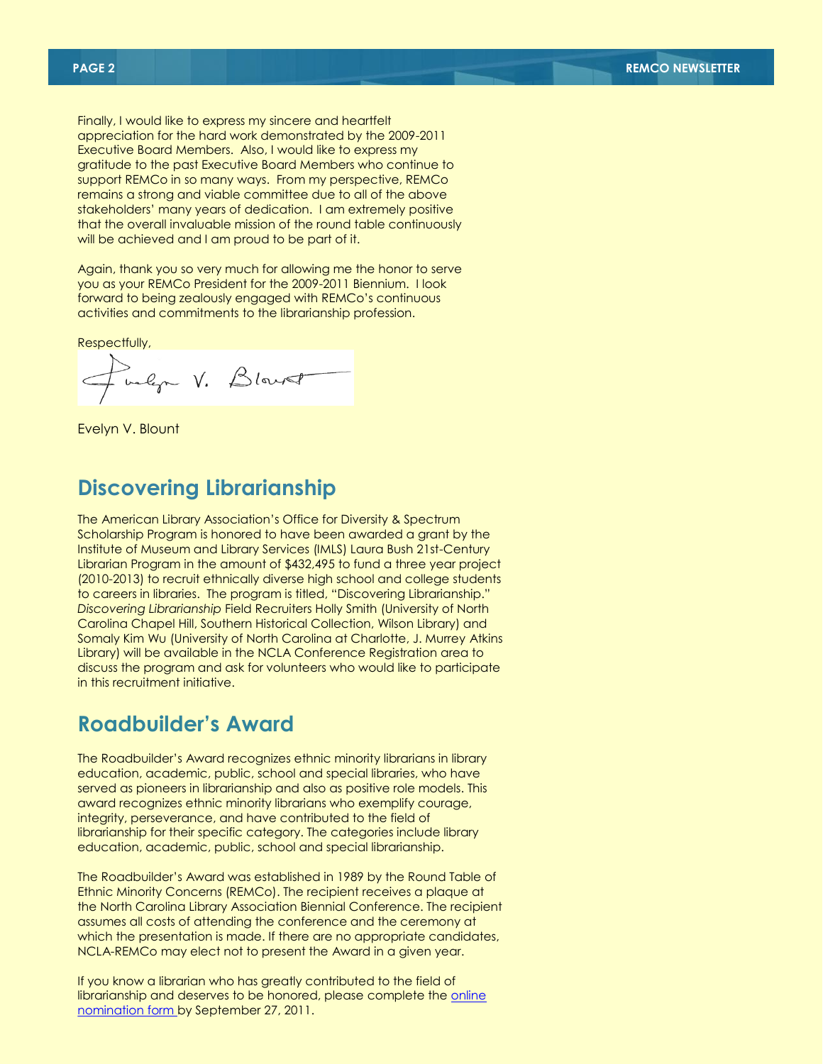Finally, I would like to express my sincere and heartfelt appreciation for the hard work demonstrated by the 2009-2011 Executive Board Members. Also, I would like to express my gratitude to the past Executive Board Members who continue to support REMCo in so many ways. From my perspective, REMCo remains a strong and viable committee due to all of the above stakeholders' many years of dedication. I am extremely positive that the overall invaluable mission of the round table continuously will be achieved and I am proud to be part of it.

Again, thank you so very much for allowing me the honor to serve you as your REMCo President for the 2009-2011 Biennium. I look forward to being zealously engaged with REMCo's continuous activities and commitments to the librarianship profession.

Respectfully,

Evelyn V. Blount

## Discovering Librarianship

The American Library Association's Office for Diversity & Spectrum Scholarship Program is honored to have been awarded a grant by the Institute of Museum and Library Services (IMLS) Laura Bush 21st-Century Librarian Program in the amount of $432,495 to fund a three year project (2010-2013) to recruit ethnically diverse high school and college students to careers in libraries. The program is titled, "Discovering Librarianship." *Discovering Librarianship* Field Recruiters Holly Smith (University of North Carolina Chapel Hill, Southern Historical Collection, Wilson Library) and Somaly Kim Wu (University of North Carolina at Charlotte, J. Murrey Atkins Library) will be available in the NCLA Conference Registration area to discuss the program and ask for volunteers who would like to participate in this recruitment initiative.

## Roadbuilder's Award

The Roadbuilder's Award recognizes ethnic minority librarians in library education, academic, public, school and special libraries, who have served as pioneers in librarianship and also as positive role models. This award recognizes ethnic minority librarians who exemplify courage, integrity, perseverance, and have contributed to the field of librarianship for their specific category. The categories include library education, academic, public, school and special librarianship.

The Roadbuilder's Award was established in 1989 by the Round Table of Ethnic Minority Concerns (REMCo). The recipient receives a plaque at the North Carolina Library Association Biennial Conference. The recipient assumes all costs of attending the conference and the ceremony at which the presentation is made. If there are no appropriate candidates, NCLA-REMCo may elect not to present the Award in a given year.

If you know a librarian who has greatly contributed to the field of librarianship and deserves to be honored, please complete the online nomination form by September 27, 2011.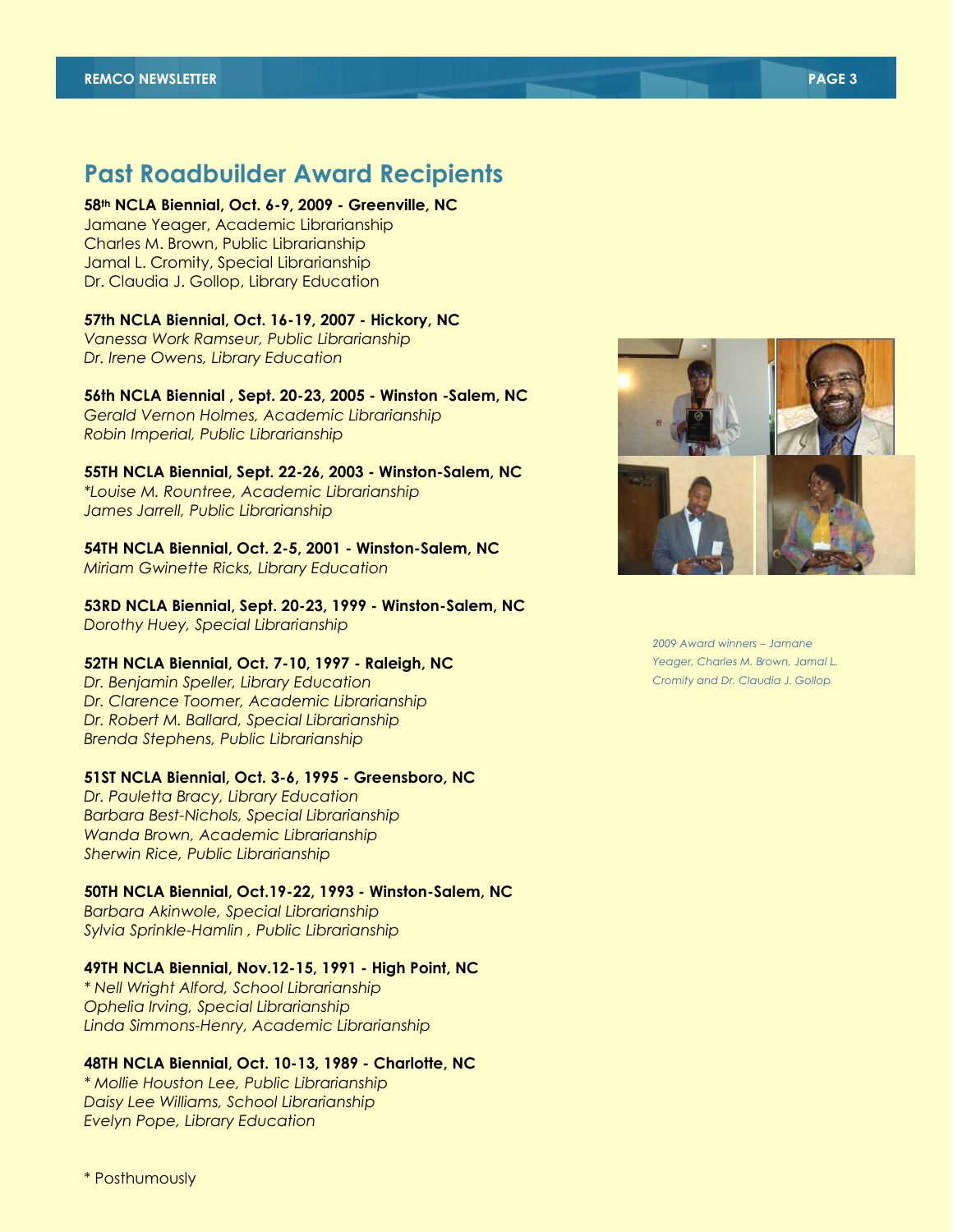## Past Roadbuilder Award Recipients

**58th NCLA Biennial, Oct. 6-9, 2009 - Greenville, NC**
Jamane Yeager, Academic Librarianship
Charles M. Brown, Public Librarianship
Jamal L. Cromity, Special Librarianship
Dr. Claudia J. Gollop, Library Education

**57th NCLA Biennial, Oct. 16-19, 2007 - Hickory, NC**
*Vanessa Work Ramseur, Public Librarianship*
*Dr. Irene Owens, Library Education*

**56th NCLA Biennial , Sept. 20-23, 2005 - Winston -Salem, NC**
*Gerald Vernon Holmes, Academic Librarianship*
*Robin Imperial, Public Librarianship*

**55TH NCLA Biennial, Sept. 22-26, 2003 - Winston-Salem, NC**
*\*Louise M. Rountree, Academic Librarianship*
*James Jarrell, Public Librarianship*

**54TH NCLA Biennial, Oct. 2-5, 2001 - Winston-Salem, NC**
*Miriam Gwinette Ricks, Library Education*

**53RD NCLA Biennial, Sept. 20-23, 1999 - Winston-Salem, NC**
*Dorothy Huey, Special Librarianship*

**52TH NCLA Biennial, Oct. 7-10, 1997 - Raleigh, NC**
*Dr. Benjamin Speller, Library Education*
*Dr. Clarence Toomer, Academic Librarianship*
*Dr. Robert M. Ballard, Special Librarianship*
*Brenda Stephens, Public Librarianship*

**51ST NCLA Biennial, Oct. 3-6, 1995 - Greensboro, NC**
*Dr. Pauletta Bracy, Library Education*
*Barbara Best-Nichols, Special Librarianship*
*Wanda Brown, Academic Librarianship*
*Sherwin Rice, Public Librarianship*

**50TH NCLA Biennial, Oct.19-22, 1993 - Winston-Salem, NC**
*Barbara Akinwole, Special Librarianship*
*Sylvia Sprinkle-Hamlin , Public Librarianship*

**49TH NCLA Biennial, Nov.12-15, 1991 - High Point, NC**
*\* Nell Wright Alford, School Librarianship*
*Ophelia Irving, Special Librarianship*
*Linda Simmons-Henry, Academic Librarianship*

**48TH NCLA Biennial, Oct. 10-13, 1989 - Charlotte, NC**
*\* Mollie Houston Lee, Public Librarianship*
*Daisy Lee Williams, School Librarianship*
*Evelyn Pope, Library Education*

*2009 Award winners – Jamane Yeager, Charles M. Brown, Jamal L. Cromity and Dr. Claudia J. Gollop*

\* Posthumously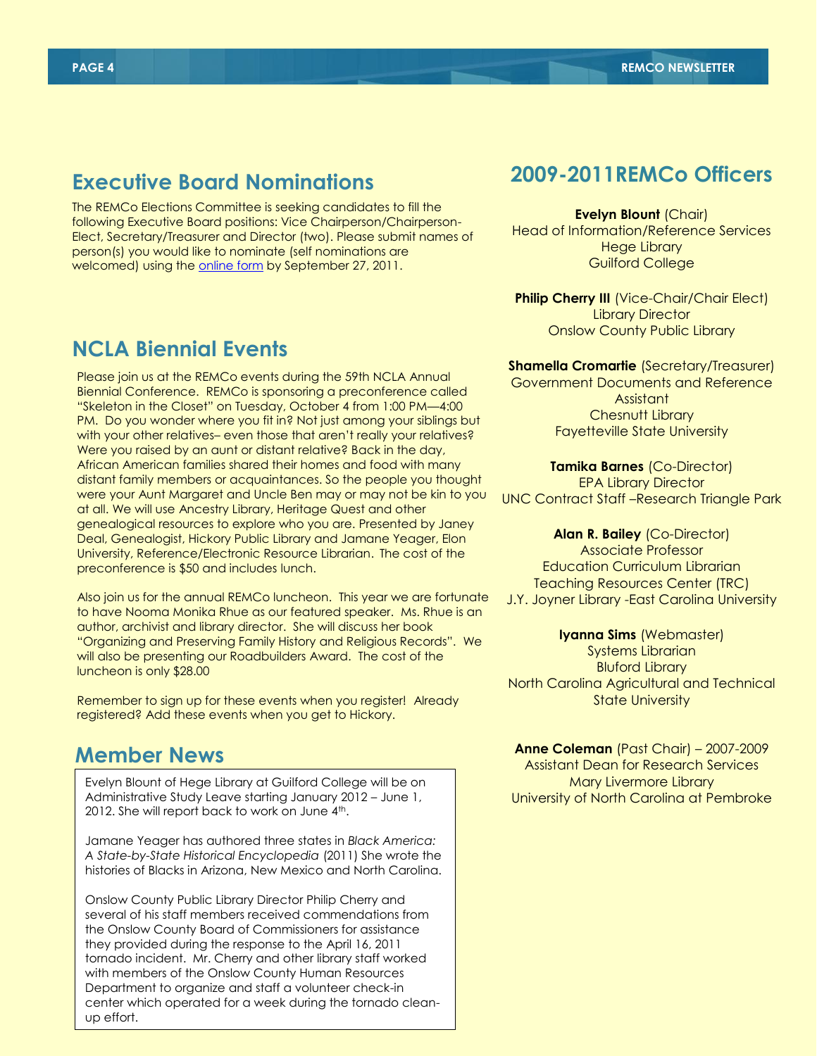## Executive Board Nominations

The REMCo Elections Committee is seeking candidates to fill the following Executive Board positions: Vice Chairperson/Chairperson-Elect, Secretary/Treasurer and Director (two). Please submit names of person(s) you would like to nominate (self nominations are welcomed) using the online form by September 27, 2011.

## NCLA Biennial Events

Please join us at the REMCo events during the 59th NCLA Annual Biennial Conference. REMCo is sponsoring a preconference called "Skeleton in the Closet" on Tuesday, October 4 from 1:00 PM—4:00 PM. Do you wonder where you fit in? Not just among your siblings but with your other relatives– even those that aren't really your relatives? Were you raised by an aunt or distant relative? Back in the day, African American families shared their homes and food with many distant family members or acquaintances. So the people you thought were your Aunt Margaret and Uncle Ben may or may not be kin to you at all. We will use Ancestry Library, Heritage Quest and other genealogical resources to explore who you are. Presented by Janey Deal, Genealogist, Hickory Public Library and Jamane Yeager, Elon University, Reference/Electronic Resource Librarian. The cost of the preconference is $50 and includes lunch.

Also join us for the annual REMCo luncheon. This year we are fortunate to have Nooma Monika Rhue as our featured speaker. Ms. Rhue is an author, archivist and library director. She will discuss her book "Organizing and Preserving Family History and Religious Records". We will also be presenting our Roadbuilders Award. The cost of the luncheon is only $28.00

Remember to sign up for these events when you register! Already registered? Add these events when you get to Hickory.

## Member News

Evelyn Blount of Hege Library at Guilford College will be on Administrative Study Leave starting January 2012 – June 1, 2012. She will report back to work on June 4th.

Jamane Yeager has authored three states in *Black America: A State-by-State Historical Encyclopedia* (2011) She wrote the histories of Blacks in Arizona, New Mexico and North Carolina.

Onslow County Public Library Director Philip Cherry and several of his staff members received commendations from the Onslow County Board of Commissioners for assistance they provided during the response to the April 16, 2011 tornado incident. Mr. Cherry and other library staff worked with members of the Onslow County Human Resources Department to organize and staff a volunteer check-in center which operated for a week during the tornado clean-up effort.

## 2009-2011REMCo Officers

**Evelyn Blount** (Chair)
Head of Information/Reference Services
Hege Library
Guilford College

**Philip Cherry III** (Vice-Chair/Chair Elect)
Library Director
Onslow County Public Library

**Shamella Cromartie** (Secretary/Treasurer)
Government Documents and Reference Assistant
Chesnutt Library
Fayetteville State University

**Tamika Barnes** (Co-Director)
EPA Library Director
UNC Contract Staff –Research Triangle Park

**Alan R. Bailey** (Co-Director)
Associate Professor
Education Curriculum Librarian
Teaching Resources Center (TRC)
J.Y. Joyner Library -East Carolina University

**Iyanna Sims** (Webmaster)
Systems Librarian
Bluford Library
North Carolina Agricultural and Technical State University

**Anne Coleman** (Past Chair) – 2007-2009
Assistant Dean for Research Services
Mary Livermore Library
University of North Carolina at Pembroke